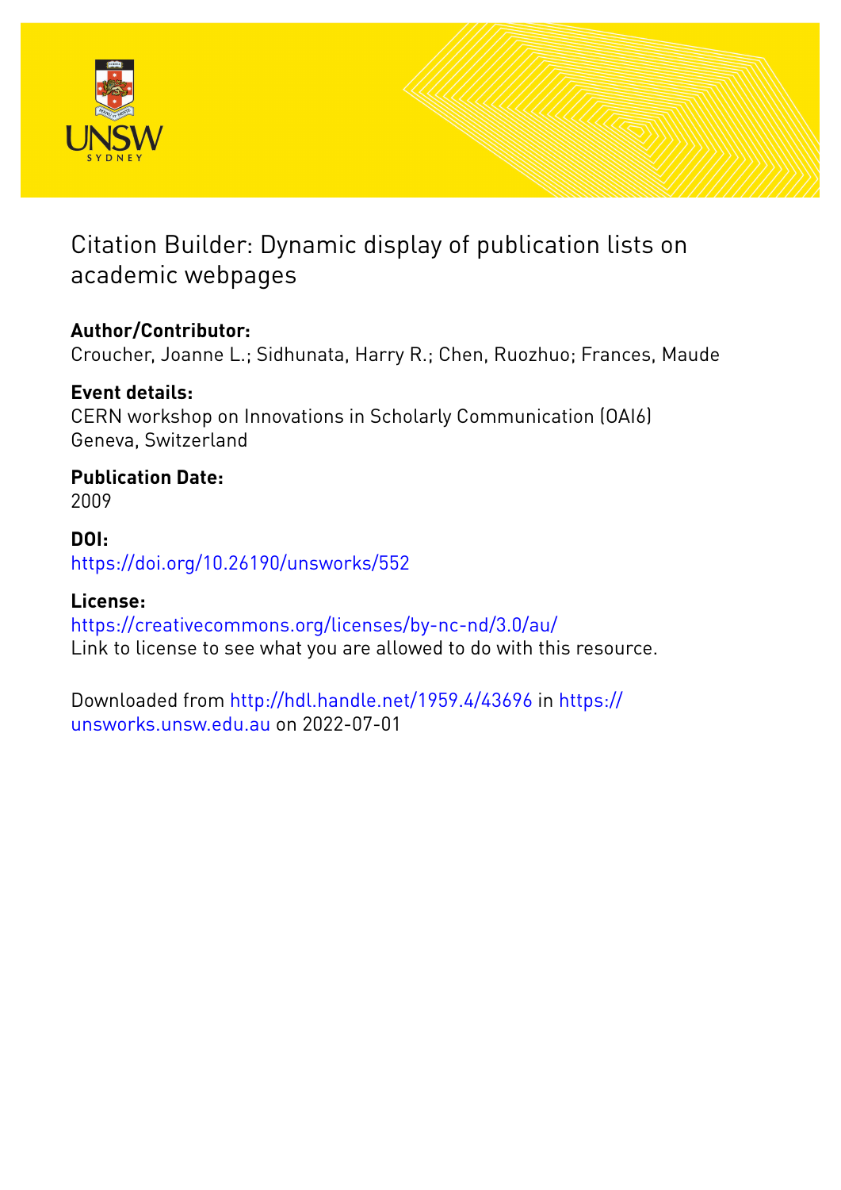# Citation Builder: Dynamic display of publication lists on academic webpages

**Author/Contributor:**
Croucher, Joanne L.; Sidhunata, Harry R.; Chen, Ruozhuo; Frances, Maude

**Event details:**
CERN workshop on Innovations in Scholarly Communication (OAI6)
Geneva, Switzerland

**Publication Date:**
2009

**DOI:**
https://doi.org/10.26190/unsworks/552

**License:**
https://creativecommons.org/licenses/by-nc-nd/3.0/au/
Link to license to see what you are allowed to do with this resource.

Downloaded from http://hdl.handle.net/1959.4/43696 in https://unsworks.unsw.edu.au on 2022-07-01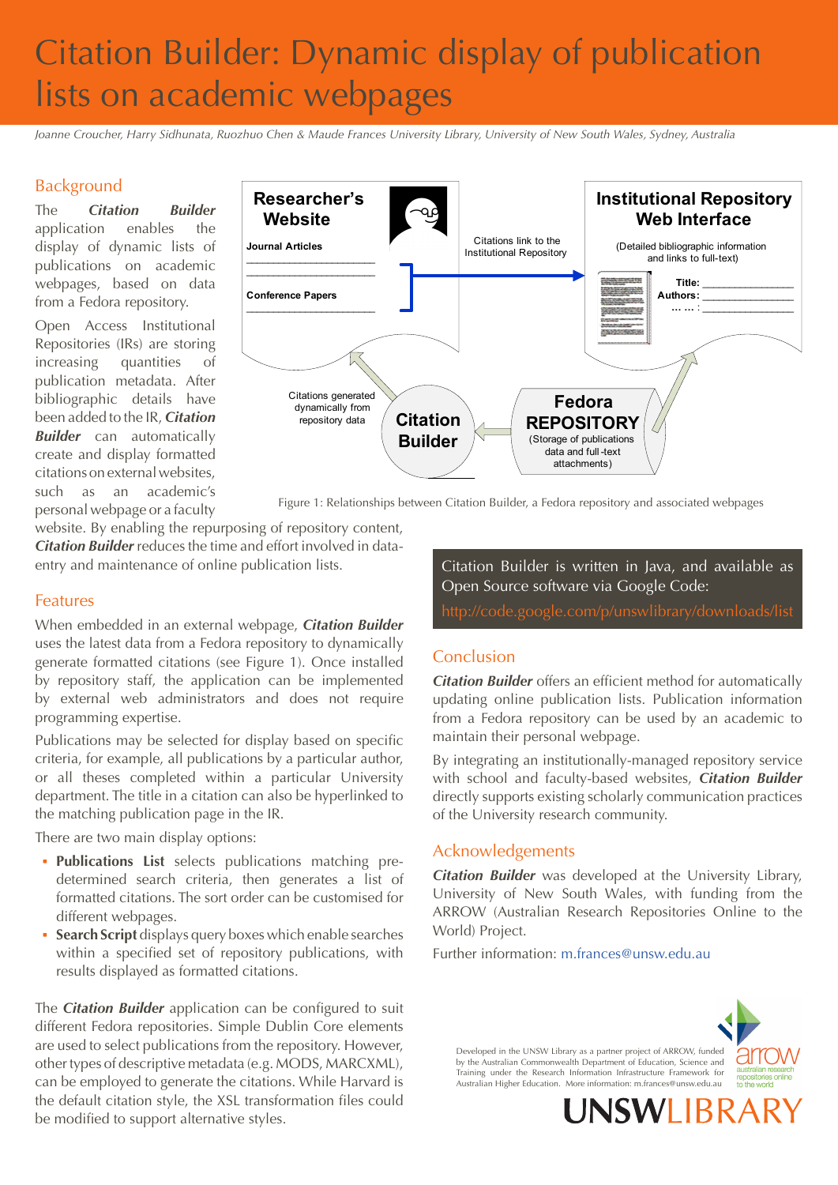# Citation Builder: Dynamic display of publication lists on academic webpages

*Joanne Croucher, Harry Sidhunata, Ruozhuo Chen & Maude Frances University Library, University of New South Wales, Sydney, Australia*

## Background

The ***Citation Builder*** application enables the display of dynamic lists of publications on academic webpages, based on data from a Fedora repository.

Open Access Institutional Repositories (IRs) are storing increasing quantities of publication metadata. After bibliographic details have been added to the IR, ***Citation Builder*** can automatically create and display formatted citations on external websites, such as an academic's personal webpage or a faculty website. By enabling the repurposing of repository content, ***Citation Builder*** reduces the time and effort involved in data-entry and maintenance of online publication lists.

Researcher's Website

Journal Articles

Conference Papers

Citations link to the Institutional Repository

Institutional Repository Web Interface

(Detailed bibliographic information and links to full-text)

Title:

Authors:

... ... :

Citations generated dynamically from repository data

Citation Builder

Fedora REPOSITORY

(Storage of publications data and full-text attachments)

Figure 1: Relationships between Citation Builder, a Fedora repository and associated webpages

## Features

When embedded in an external webpage, ***Citation Builder*** uses the latest data from a Fedora repository to dynamically generate formatted citations (see Figure 1). Once installed by repository staff, the application can be implemented by external web administrators and does not require programming expertise.

Publications may be selected for display based on specific criteria, for example, all publications by a particular author, or all theses completed within a particular University department. The title in a citation can also be hyperlinked to the matching publication page in the IR.

There are two main display options:

- **Publications List** selects publications matching pre-determined search criteria, then generates a list of formatted citations. The sort order can be customised for different webpages.
- **Search Script** displays query boxes which enable searches within a specified set of repository publications, with results displayed as formatted citations.

The ***Citation Builder*** application can be configured to suit different Fedora repositories. Simple Dublin Core elements are used to select publications from the repository. However, other types of descriptive metadata (e.g. MODS, MARCXML), can be employed to generate the citations. While Harvard is the default citation style, the XSL transformation files could be modified to support alternative styles.

Citation Builder is written in Java, and available as Open Source software via Google Code:
http://code.google.com/p/unswlibrary/downloads/list

## Conclusion

***Citation Builder*** offers an efficient method for automatically updating online publication lists. Publication information from a Fedora repository can be used by an academic to maintain their personal webpage.

By integrating an institutionally-managed repository service with school and faculty-based websites, ***Citation Builder*** directly supports existing scholarly communication practices of the University research community.

## Acknowledgements

***Citation Builder*** was developed at the University Library, University of New South Wales, with funding from the ARROW (Australian Research Repositories Online to the World) Project.

Further information: m.frances@unsw.edu.au

Developed in the UNSW Library as a partner project of ARROW, funded by the Australian Commonwealth Department of Education, Science and Training under the Research Information Infrastructure Framework for Australian Higher Education. More information: m.frances@unsw.edu.au

arrow australian research repositories online to the world

UNSWLIBRARY